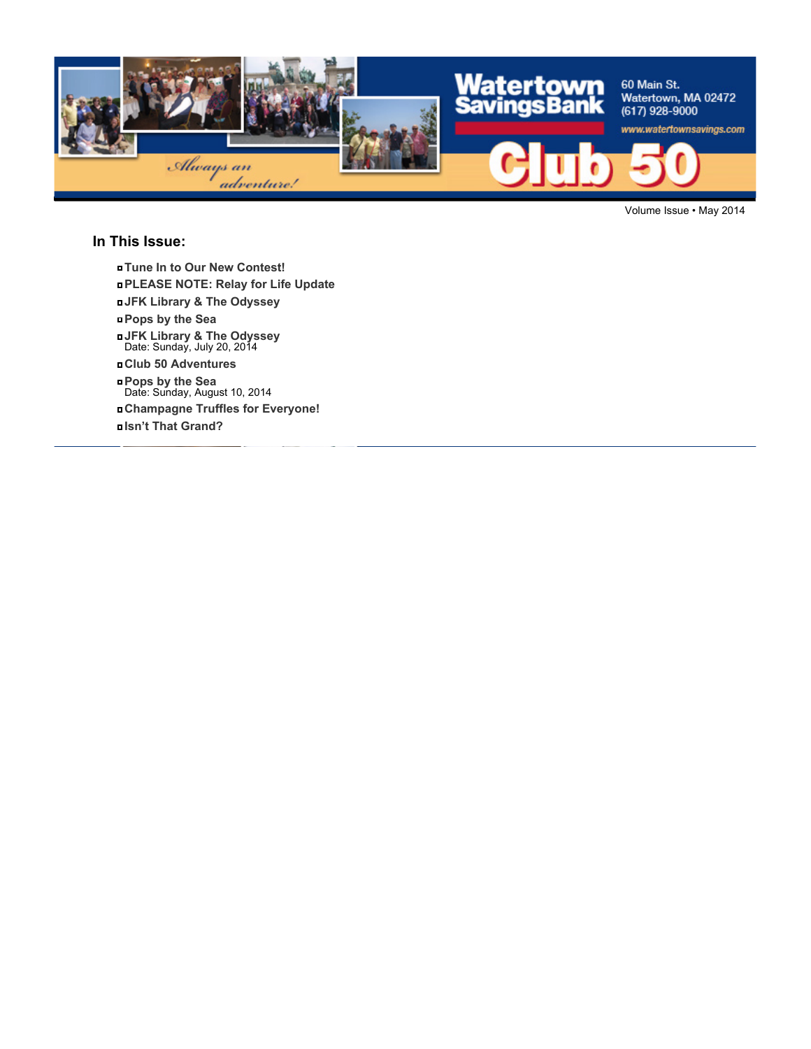Watertown Savings Bank

60 Main St.
Watertown, MA 02472
(617) 928-9000

www.watertownsavings.com

Always an adventure!

# Club 50

Volume Issue • May 2014

## In This Issue:

- **Tune In to Our New Contest!**
- **PLEASE NOTE: Relay for Life Update**
- **JFK Library & The Odyssey**
- **Pops by the Sea**
- **JFK Library & The Odyssey**
  Date: Sunday, July 20, 2014
- **Club 50 Adventures**
- **Pops by the Sea**
  Date: Sunday, August 10, 2014
- **Champagne Truffles for Everyone!**
- **Isn't That Grand?**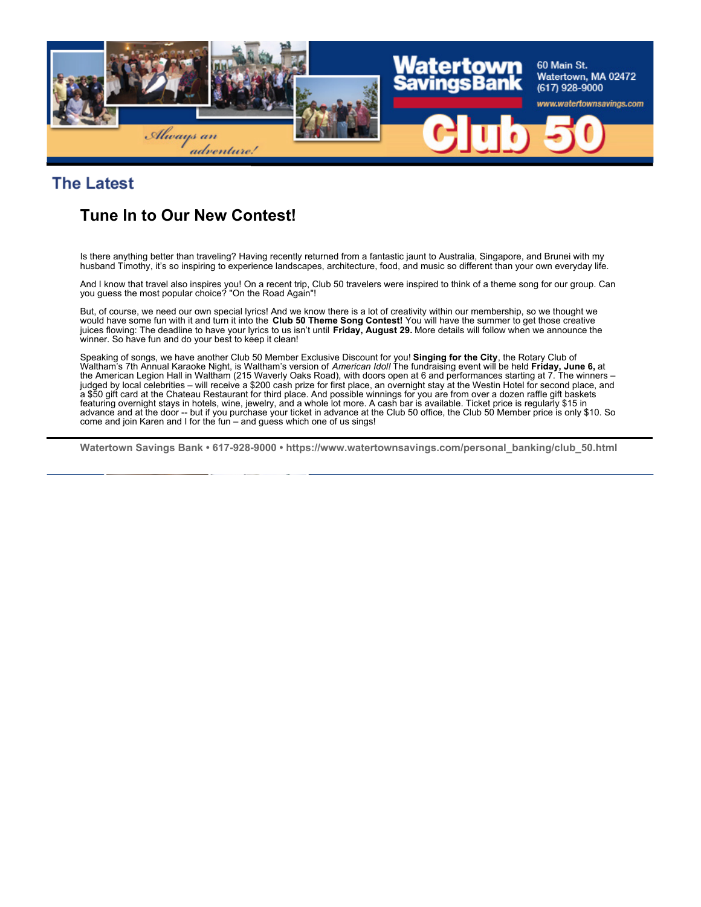## The Latest

### Tune In to Our New Contest!

Is there anything better than traveling? Having recently returned from a fantastic jaunt to Australia, Singapore, and Brunei with my husband Timothy, it's so inspiring to experience landscapes, architecture, food, and music so different than your own everyday life.

And I know that travel also inspires you! On a recent trip, Club 50 travelers were inspired to think of a theme song for our group. Can you guess the most popular choice? "On the Road Again"!

But, of course, we need our own special lyrics! And we know there is a lot of creativity within our membership, so we thought we would have some fun with it and turn it into the **Club 50 Theme Song Contest!** You will have the summer to get those creative juices flowing: The deadline to have your lyrics to us isn't until **Friday, August 29.** More details will follow when we announce the winner. So have fun and do your best to keep it clean!

Speaking of songs, we have another Club 50 Member Exclusive Discount for you! **Singing for the City**, the Rotary Club of Waltham's 7th Annual Karaoke Night, is Waltham's version of *American Idol!* The fundraising event will be held **Friday, June 6,** at the American Legion Hall in Waltham (215 Waverly Oaks Road), with doors open at 6 and performances starting at 7. The winners – judged by local celebrities – will receive a $200 cash prize for first place, an overnight stay at the Westin Hotel for second place, and a $50 gift card at the Chateau Restaurant for third place. And possible winnings for you are from over a dozen raffle gift baskets featuring overnight stays in hotels, wine, jewelry, and a whole lot more. A cash bar is available. Ticket price is regularly $15 in advance and at the door -- but if you purchase your ticket in advance at the Club 50 office, the Club 50 Member price is only $10. So come and join Karen and I for the fun – and guess which one of us sings!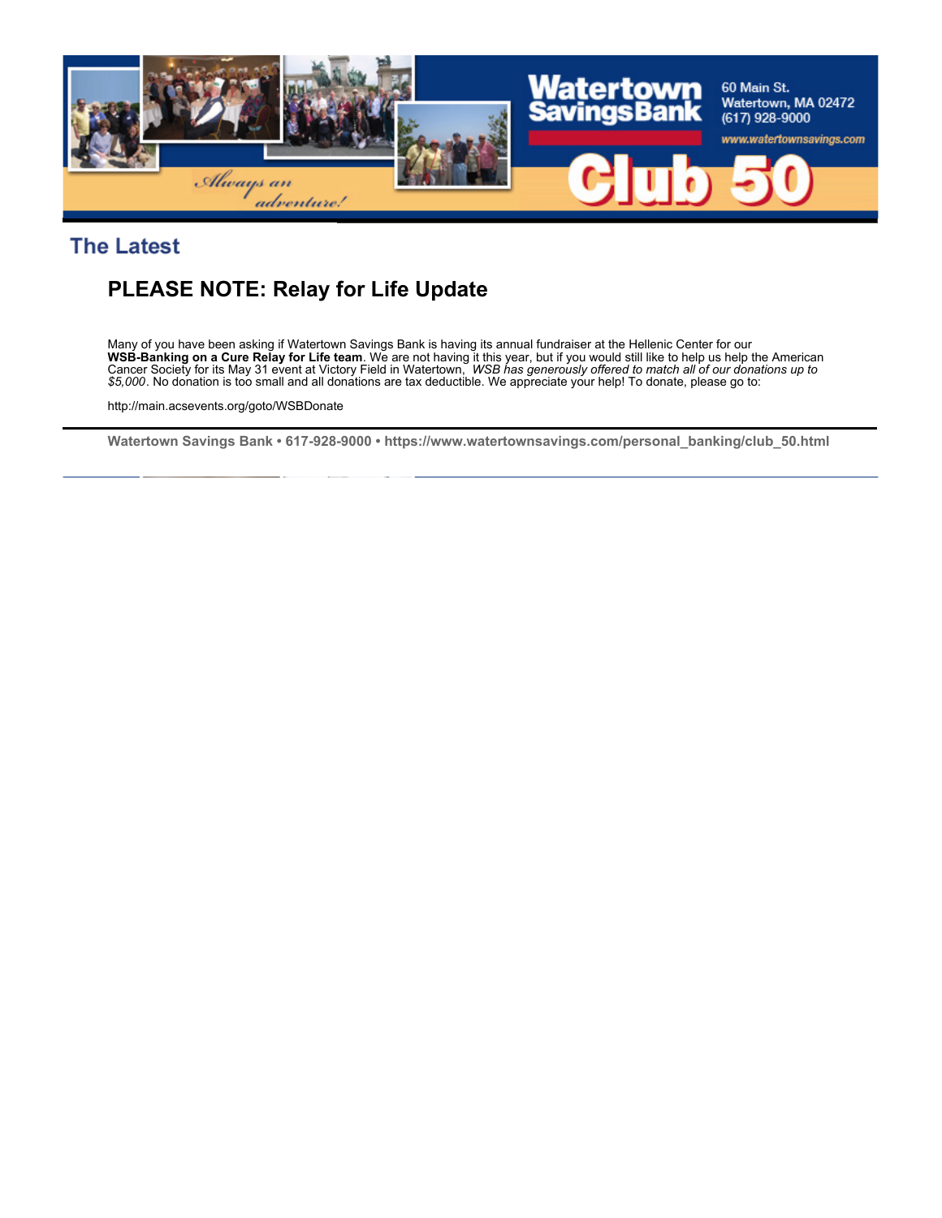## The Latest

### PLEASE NOTE: Relay for Life Update

Many of you have been asking if Watertown Savings Bank is having its annual fundraiser at the Hellenic Center for our **WSB-Banking on a Cure Relay for Life team**. We are not having it this year, but if you would still like to help us help the American Cancer Society for its May 31 event at Victory Field in Watertown, *WSB has generously offered to match all of our donations up to $5,000*. No donation is too small and all donations are tax deductible. We appreciate your help! To donate, please go to:

http://main.acsevents.org/goto/WSBDonate

---

**Watertown Savings Bank • 617-928-9000 • https://www.watertownsavings.com/personal_banking/club_50.html**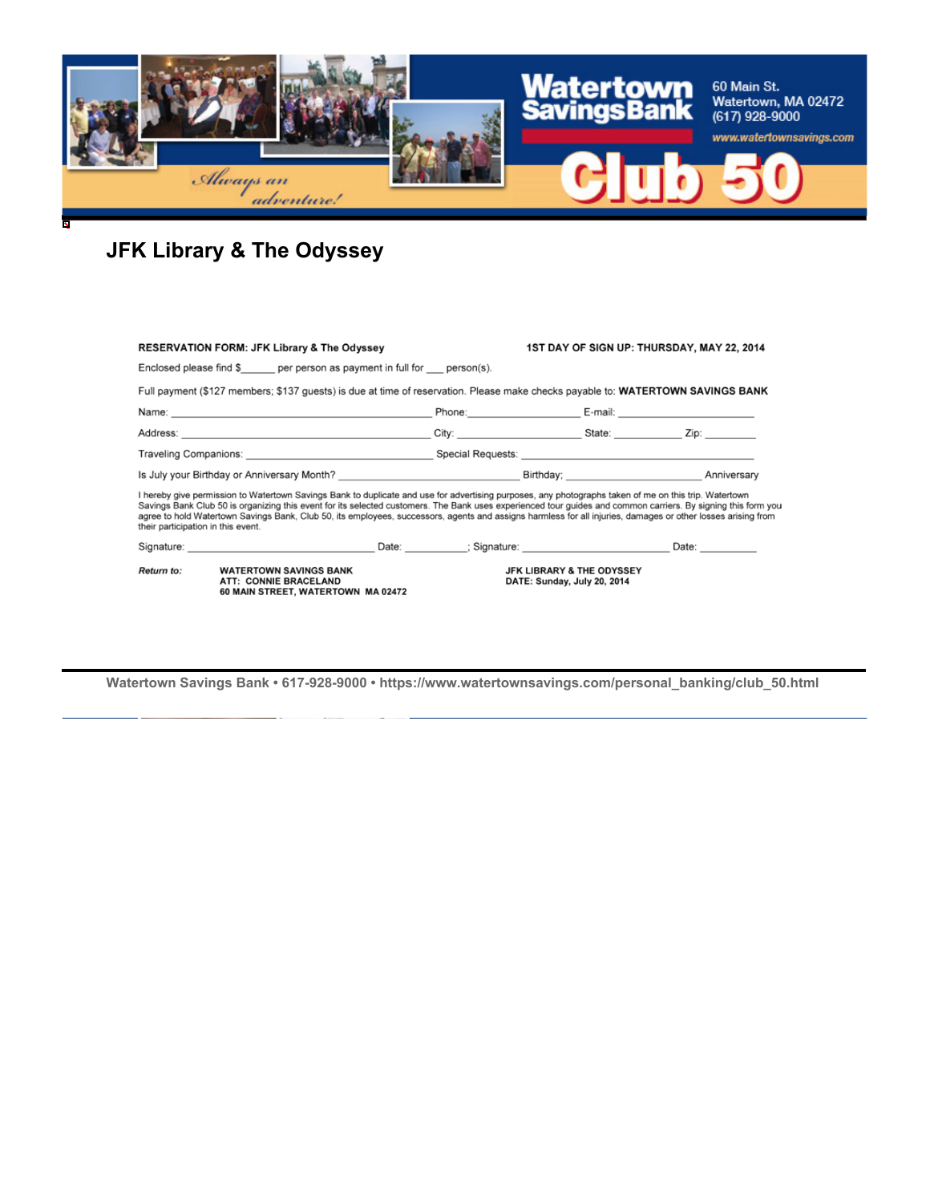Watertown Savings Bank

60 Main St.
Watertown, MA 02472
(617) 928-9000

www.watertownsavings.com

*Always an adventure!*

Club 50

# JFK Library & The Odyssey

**RESERVATION FORM: JFK Library & The Odyssey** **1ST DAY OF SIGN UP: THURSDAY, MAY 22, 2014**

Enclosed please find $______ per person as payment in full for ___ person(s).

Full payment ($127 members; $137 guests) is due at time of reservation. Please make checks payable to: **WATERTOWN SAVINGS BANK**

Name: ______________________________ Phone:________________ E-mail: ____________________

Address: ____________________________ City: ________________ State: __________ Zip: ________

Traveling Companions: ________________________ Special Requests: _____________________________

Is July your Birthday or Anniversary Month? ______________________ Birthday: ____________________ Anniversary

I hereby give permission to Watertown Savings Bank to duplicate and use for advertising purposes, any photographs taken of me on this trip. Watertown Savings Bank Club 50 is organizing this event for its selected customers. The Bank uses experienced tour guides and common carriers. By signing this form you agree to hold Watertown Savings Bank, Club 50, its employees, successors, agents and assigns harmless for all injuries, damages or other losses arising from their participation in this event.

Signature: ___________________________ Date: __________; Signature: ________________________ Date: _________

***Return to:***

**WATERTOWN SAVINGS BANK**
**ATT: CONNIE BRACELAND**
**60 MAIN STREET, WATERTOWN MA 02472**

**JFK LIBRARY & THE ODYSSEY**
**DATE: Sunday, July 20, 2014**

**Watertown Savings Bank • 617-928-9000 • https://www.watertownsavings.com/personal_banking/club_50.html**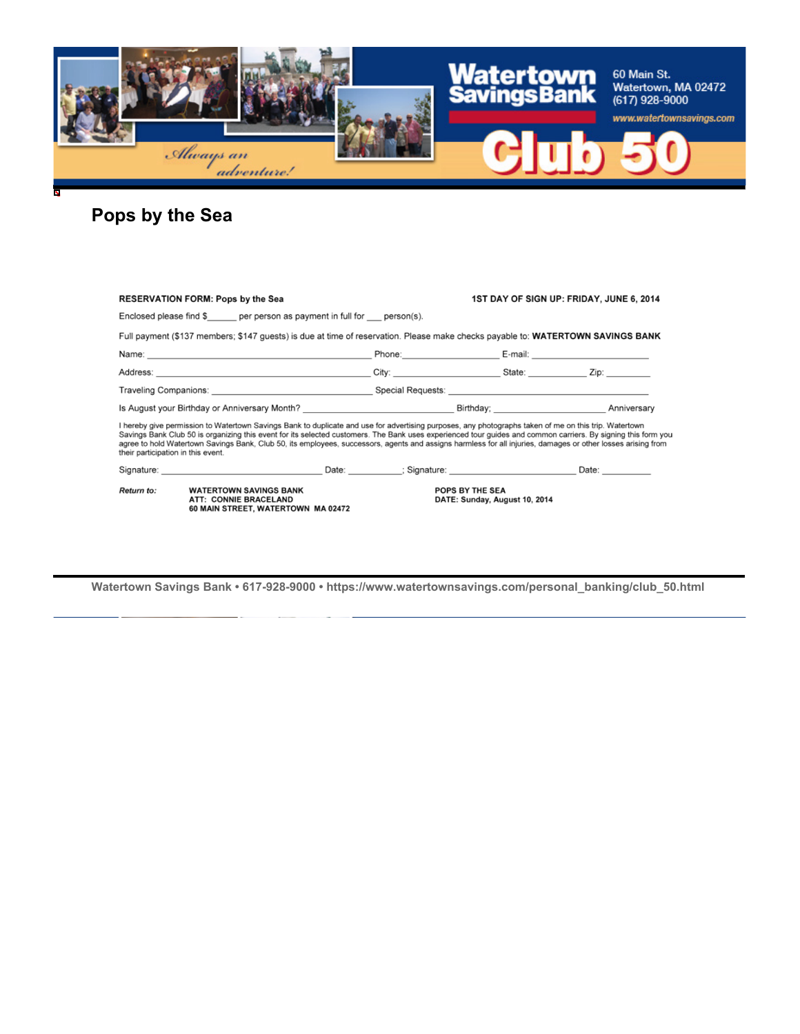# Pops by the Sea

**RESERVATION FORM: Pops by the Sea** **1ST DAY OF SIGN UP: FRIDAY, JUNE 6, 2014**

Enclosed please find $______ per person as payment in full for ___ person(s).

Full payment ($137 members; $147 guests) is due at time of reservation. Please make checks payable to: **WATERTOWN SAVINGS BANK**

Name: ______________________________ Phone: ________________ E-mail: ____________________

Address: ____________________________ City: ________________ State: __________ Zip: _________

Traveling Companions: ________________________ Special Requests: ______________________________

Is August your Birthday or Anniversary Month? ________________________ Birthday; ____________________ Anniversary

I hereby give permission to Watertown Savings Bank to duplicate and use for advertising purposes, any photographs taken of me on this trip. Watertown Savings Bank Club 50 is organizing this event for its selected customers. The Bank uses experienced tour guides and common carriers. By signing this form you agree to hold Watertown Savings Bank, Club 50, its employees, successors, agents and assigns harmless for all injuries, damages or other losses arising from their participation in this event.

Signature: ____________________________ Date: __________; Signature: ________________________ Date: __________

*Return to:*

**WATERTOWN SAVINGS BANK**
**ATT: CONNIE BRACELAND**
**60 MAIN STREET, WATERTOWN MA 02472**

**POPS BY THE SEA**
**DATE: Sunday, August 10, 2014**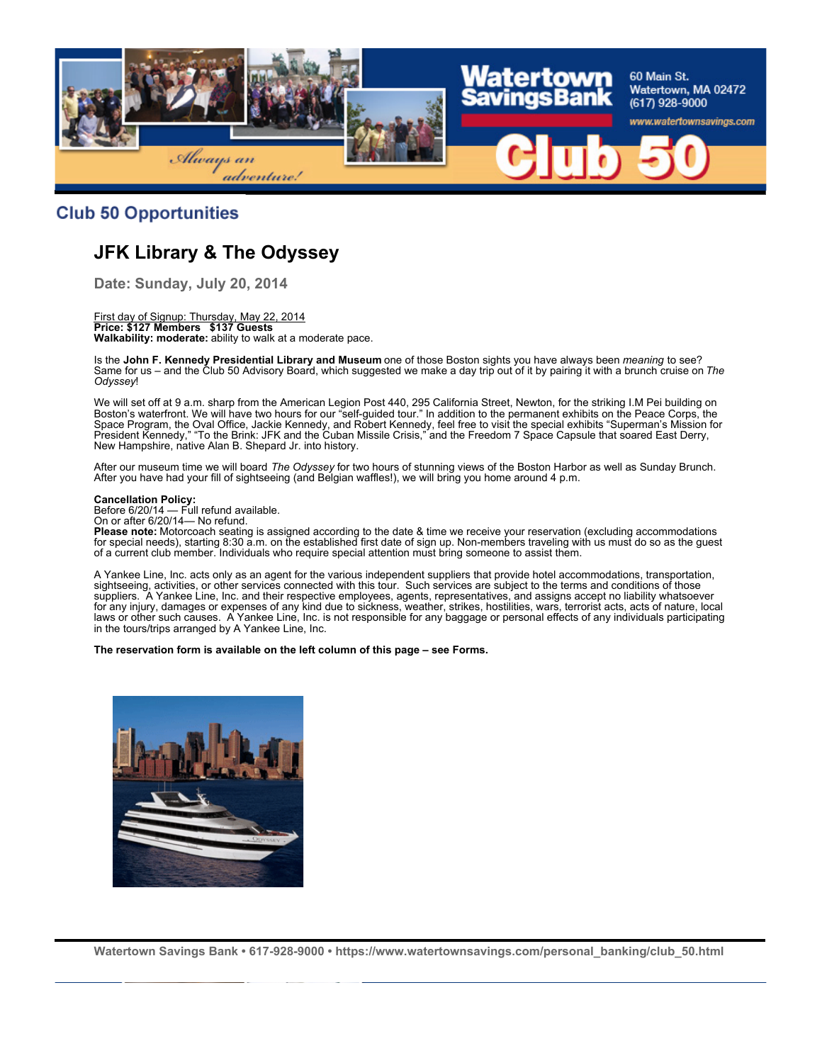## Club 50 Opportunities

# JFK Library & The Odyssey

### Date: Sunday, July 20, 2014

First day of Signup: Thursday, May 22, 2014
**Price: $127 Members $137 Guests**
**Walkability: moderate:** ability to walk at a moderate pace.

Is the **John F. Kennedy Presidential Library and Museum** one of those Boston sights you have always been *meaning* to see? Same for us – and the Club 50 Advisory Board, which suggested we make a day trip out of it by pairing it with a brunch cruise on *The Odyssey*!

We will set off at 9 a.m. sharp from the American Legion Post 440, 295 California Street, Newton, for the striking I.M Pei building on Boston's waterfront. We will have two hours for our "self-guided tour." In addition to the permanent exhibits on the Peace Corps, the Space Program, the Oval Office, Jackie Kennedy, and Robert Kennedy, feel free to visit the special exhibits "Superman's Mission for President Kennedy," "To the Brink: JFK and the Cuban Missile Crisis," and the Freedom 7 Space Capsule that soared East Derry, New Hampshire, native Alan B. Shepard Jr. into history.

After our museum time we will board *The Odyssey* for two hours of stunning views of the Boston Harbor as well as Sunday Brunch. After you have had your fill of sightseeing (and Belgian waffles!), we will bring you home around 4 p.m.

**Cancellation Policy:**
Before 6/20/14 — Full refund available.
On or after 6/20/14— No refund.
**Please note:** Motorcoach seating is assigned according to the date & time we receive your reservation (excluding accommodations for special needs), starting 8:30 a.m. on the established first date of sign up. Non-members traveling with us must do so as the guest of a current club member. Individuals who require special attention must bring someone to assist them.

A Yankee Line, Inc. acts only as an agent for the various independent suppliers that provide hotel accommodations, transportation, sightseeing, activities, or other services connected with this tour. Such services are subject to the terms and conditions of those suppliers. A Yankee Line, Inc. and their respective employees, agents, representatives, and assigns accept no liability whatsoever for any injury, damages or expenses of any kind due to sickness, weather, strikes, hostilities, wars, terrorist acts, acts of nature, local laws or other such causes. A Yankee Line, Inc. is not responsible for any baggage or personal effects of any individuals participating in the tours/trips arranged by A Yankee Line, Inc.

**The reservation form is available on the left column of this page – see Forms.**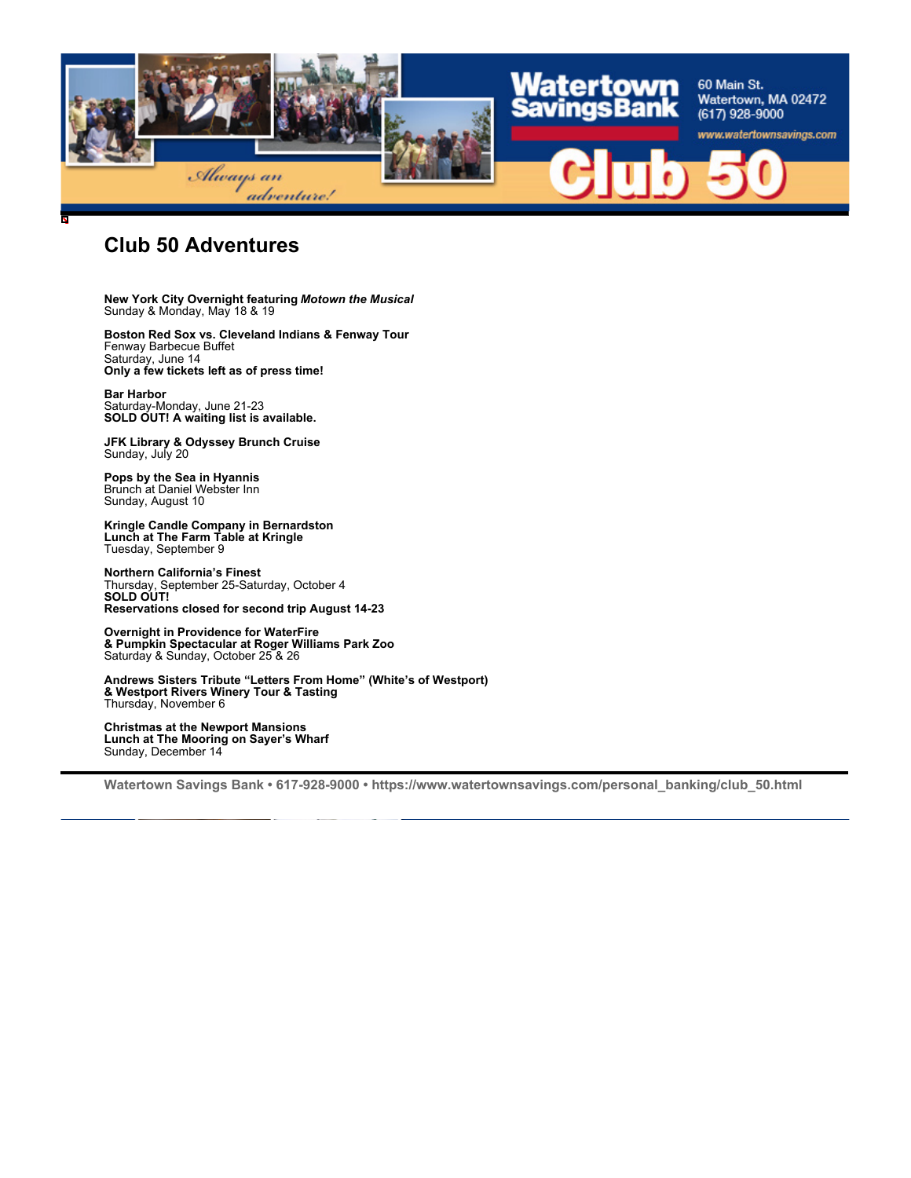Watertown Savings Bank
60 Main St.
Watertown, MA 02472
(617) 928-9000
www.watertownsavings.com

Always an adventure!

Club 50

# Club 50 Adventures

**New York City Overnight featuring *Motown the Musical***
Sunday & Monday, May 18 & 19

**Boston Red Sox vs. Cleveland Indians & Fenway Tour**
Fenway Barbecue Buffet
Saturday, June 14
**Only a few tickets left as of press time!**

**Bar Harbor**
Saturday-Monday, June 21-23
**SOLD OUT! A waiting list is available.**

**JFK Library & Odyssey Brunch Cruise**
Sunday, July 20

**Pops by the Sea in Hyannis**
Brunch at Daniel Webster Inn
Sunday, August 10

**Kringle Candle Company in Bernardston**
**Lunch at The Farm Table at Kringle**
Tuesday, September 9

**Northern California's Finest**
Thursday, September 25-Saturday, October 4
**SOLD OUT!**
**Reservations closed for second trip August 14-23**

**Overnight in Providence for WaterFire**
**& Pumpkin Spectacular at Roger Williams Park Zoo**
Saturday & Sunday, October 25 & 26

**Andrews Sisters Tribute "Letters From Home" (White's of Westport)**
**& Westport Rivers Winery Tour & Tasting**
Thursday, November 6

**Christmas at the Newport Mansions**
**Lunch at The Mooring on Sayer's Wharf**
Sunday, December 14

---

**Watertown Savings Bank • 617-928-9000 • https://www.watertownsavings.com/personal_banking/club_50.html**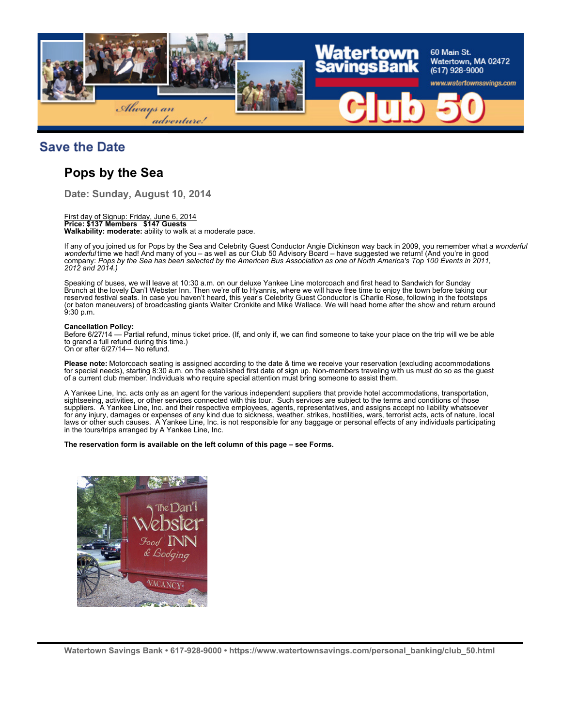## Save the Date

# Pops by the Sea

### Date: Sunday, August 10, 2014

First day of Signup: Friday, June 6, 2014
**Price: $137 Members   $147 Guests**
**Walkability: moderate:** ability to walk at a moderate pace.

If any of you joined us for Pops by the Sea and Celebrity Guest Conductor Angie Dickinson way back in 2009, you remember what a *wonderful wonderful* time we had! And many of you – as well as our Club 50 Advisory Board – have suggested we return! (And you're in good company: *Pops by the Sea has been selected by the American Bus Association as one of North America's Top 100 Events in 2011, 2012 and 2014.)*

Speaking of buses, we will leave at 10:30 a.m. on our deluxe Yankee Line motorcoach and first head to Sandwich for Sunday Brunch at the lovely Dan'l Webster Inn. Then we're off to Hyannis, where we will have free time to enjoy the town before taking our reserved festival seats. In case you haven't heard, this year's Celebrity Guest Conductor is Charlie Rose, following in the footsteps (or baton maneuvers) of broadcasting giants Walter Cronkite and Mike Wallace. We will head home after the show and return around 9:30 p.m.

**Cancellation Policy:**
Before 6/27/14 — Partial refund, minus ticket price. (If, and only if, we can find someone to take your place on the trip will we be able to grand a full refund during this time.)
On or after 6/27/14— No refund.

**Please note:** Motorcoach seating is assigned according to the date & time we receive your reservation (excluding accommodations for special needs), starting 8:30 a.m. on the established first date of sign up. Non-members traveling with us must do so as the guest of a current club member. Individuals who require special attention must bring someone to assist them.

A Yankee Line, Inc. acts only as an agent for the various independent suppliers that provide hotel accommodations, transportation, sightseeing, activities, or other services connected with this tour. Such services are subject to the terms and conditions of those suppliers. A Yankee Line, Inc. and their respective employees, agents, representatives, and assigns accept no liability whatsoever for any injury, damages or expenses of any kind due to sickness, weather, strikes, hostilities, wars, terrorist acts, acts of nature, local laws or other such causes. A Yankee Line, Inc. is not responsible for any baggage or personal effects of any individuals participating in the tours/trips arranged by A Yankee Line, Inc.

**The reservation form is available on the left column of this page – see Forms.**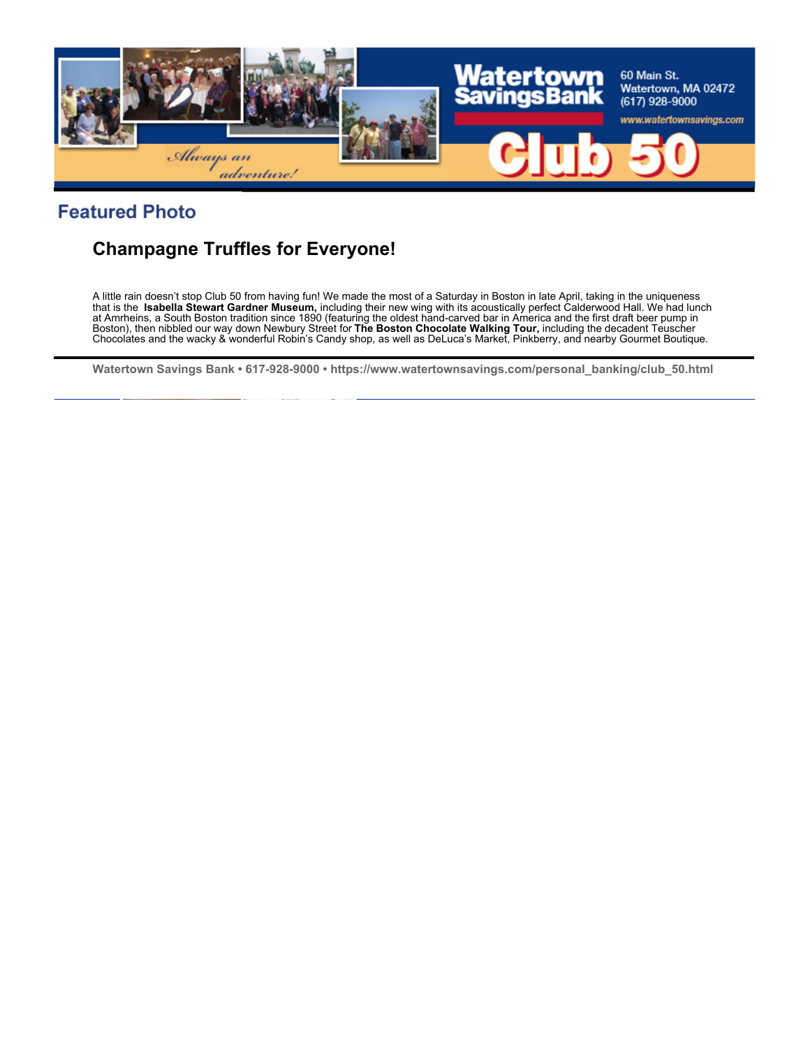## Featured Photo

### Champagne Truffles for Everyone!

A little rain doesn't stop Club 50 from having fun! We made the most of a Saturday in Boston in late April, taking in the uniqueness that is the **Isabella Stewart Gardner Museum,** including their new wing with its acoustically perfect Calderwood Hall. We had lunch at Amrheins, a South Boston tradition since 1890 (featuring the oldest hand-carved bar in America and the first draft beer pump in Boston), then nibbled our way down Newbury Street for **The Boston Chocolate Walking Tour,** including the decadent Teuscher Chocolates and the wacky & wonderful Robin's Candy shop, as well as DeLuca's Market, Pinkberry, and nearby Gourmet Boutique.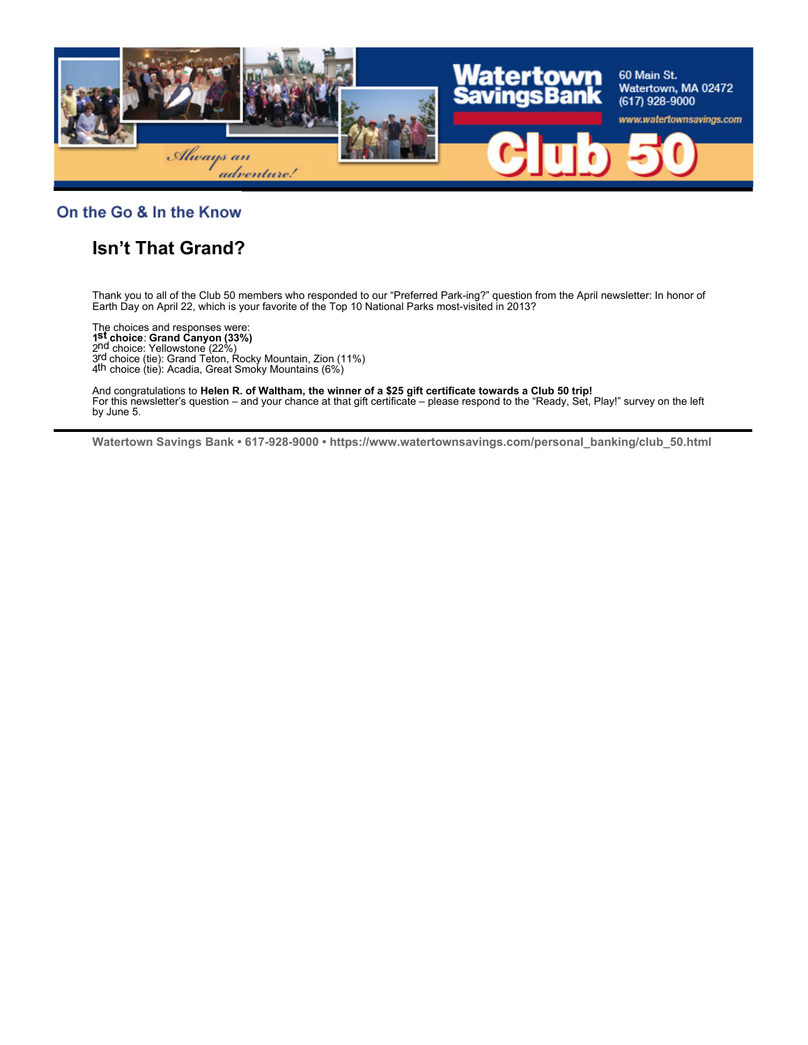Watertown Savings Bank

60 Main St.
Watertown, MA 02472
(617) 928-9000

www.watertownsavings.com

*Always an adventure!*

Club 50

## On the Go & In the Know

# Isn't That Grand?

Thank you to all of the Club 50 members who responded to our "Preferred Park-ing?" question from the April newsletter: In honor of Earth Day on April 22, which is your favorite of the Top 10 National Parks most-visited in 2013?

The choices and responses were:
**1st choice**: **Grand Canyon (33%)**
2nd choice: Yellowstone (22%)
3rd choice (tie): Grand Teton, Rocky Mountain, Zion (11%)
4th choice (tie): Acadia, Great Smoky Mountains (6%)

And congratulations to **Helen R. of Waltham, the winner of a $25 gift certificate towards a Club 50 trip!**
For this newsletter's question – and your chance at that gift certificate – please respond to the "Ready, Set, Play!" survey on the left by June 5.

**Watertown Savings Bank • 617-928-9000 • https://www.watertownsavings.com/personal_banking/club_50.html**